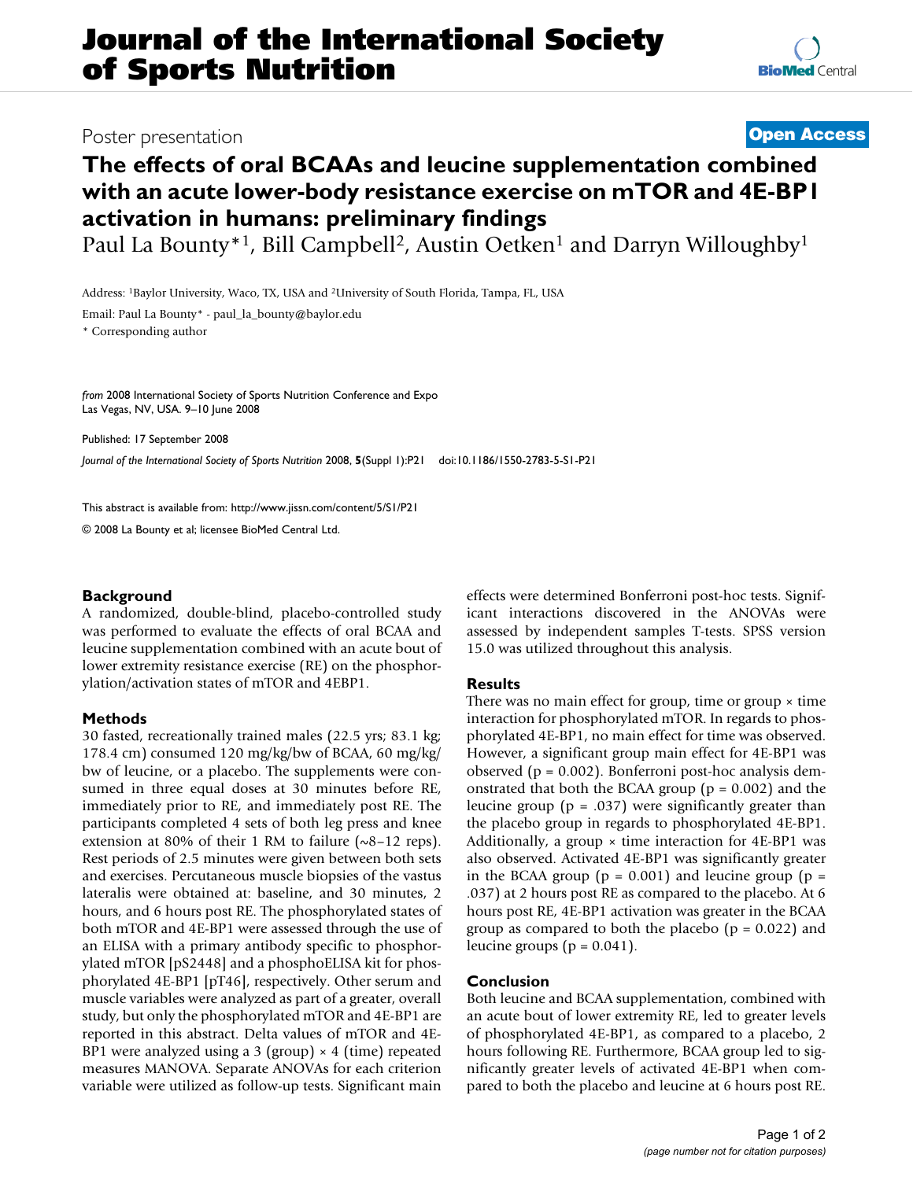# Journal of the International Society of Sports Nutrition

Poster presentation

**Open Access**

## The effects of oral BCAAs and leucine supplementation combined with an acute lower-body resistance exercise on mTOR and 4E-BP1 activation in humans: preliminary findings

Paul La Bounty*[1], Bill Campbell[2], Austin Oetken[1] and Darryn Willoughby[1]

Address: [1]Baylor University, Waco, TX, USA and [2]University of South Florida, Tampa, FL, USA

Email: Paul La Bounty* - paul_la_bounty@baylor.edu

\* Corresponding author

*from* 2008 International Society of Sports Nutrition Conference and Expo
Las Vegas, NV, USA. 9–10 June 2008

Published: 17 September 2008

*Journal of the International Society of Sports Nutrition* 2008, **5**(Suppl 1):P21 doi:10.1186/1550-2783-5-S1-P21

This abstract is available from: http://www.jissn.com/content/5/S1/P21

© 2008 La Bounty et al; licensee BioMed Central Ltd.

### Background

A randomized, double-blind, placebo-controlled study was performed to evaluate the effects of oral BCAA and leucine supplementation combined with an acute bout of lower extremity resistance exercise (RE) on the phosphorylation/activation states of mTOR and 4EBP1.

### Methods

30 fasted, recreationally trained males (22.5 yrs; 83.1 kg; 178.4 cm) consumed 120 mg/kg/bw of BCAA, 60 mg/kg/bw of leucine, or a placebo. The supplements were consumed in three equal doses at 30 minutes before RE, immediately prior to RE, and immediately post RE. The participants completed 4 sets of both leg press and knee extension at 80% of their 1 RM to failure (~8–12 reps). Rest periods of 2.5 minutes were given between both sets and exercises. Percutaneous muscle biopsies of the vastus lateralis were obtained at: baseline, and 30 minutes, 2 hours, and 6 hours post RE. The phosphorylated states of both mTOR and 4E-BP1 were assessed through the use of an ELISA with a primary antibody specific to phosphorylated mTOR [pS2448] and a phosphoELISA kit for phosphorylated 4E-BP1 [pT46], respectively. Other serum and muscle variables were analyzed as part of a greater, overall study, but only the phosphorylated mTOR and 4E-BP1 are reported in this abstract. Delta values of mTOR and 4E-BP1 were analyzed using a 3 (group) × 4 (time) repeated measures MANOVA. Separate ANOVAs for each criterion variable were utilized as follow-up tests. Significant main effects were determined Bonferroni post-hoc tests. Significant interactions discovered in the ANOVAs were assessed by independent samples T-tests. SPSS version 15.0 was utilized throughout this analysis.

### Results

There was no main effect for group, time or group × time interaction for phosphorylated mTOR. In regards to phosphorylated 4E-BP1, no main effect for time was observed. However, a significant group main effect for 4E-BP1 was observed ($p = 0.002$). Bonferroni post-hoc analysis demonstrated that both the BCAA group ($p = 0.002$) and the leucine group ($p = .037$) were significantly greater than the placebo group in regards to phosphorylated 4E-BP1. Additionally, a group × time interaction for 4E-BP1 was also observed. Activated 4E-BP1 was significantly greater in the BCAA group ($p = 0.001$) and leucine group ($p = .037$) at 2 hours post RE as compared to the placebo. At 6 hours post RE, 4E-BP1 activation was greater in the BCAA group as compared to both the placebo ($p = 0.022$) and leucine groups ($p = 0.041$).

### Conclusion

Both leucine and BCAA supplementation, combined with an acute bout of lower extremity RE, led to greater levels of phosphorylated 4E-BP1, as compared to a placebo, 2 hours following RE. Furthermore, BCAA group led to significantly greater levels of activated 4E-BP1 when compared to both the placebo and leucine at 6 hours post RE.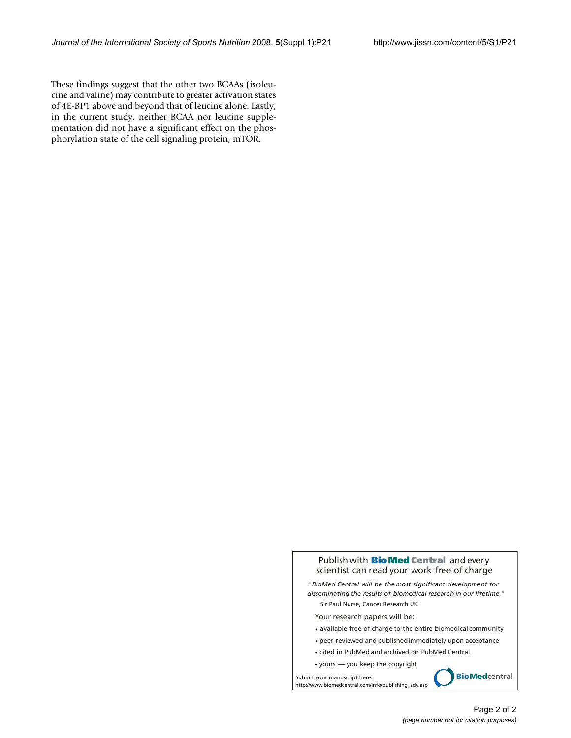These findings suggest that the other two BCAAs (isoleucine and valine) may contribute to greater activation states of 4E-BP1 above and beyond that of leucine alone. Lastly, in the current study, neither BCAA nor leucine supplementation did not have a significant effect on the phosphorylation state of the cell signaling protein, mTOR.

Publish with **BioMed Central** and every scientist can read your work free of charge

*"BioMed Central will be the most significant development for disseminating the results of biomedical research in our lifetime."*

Sir Paul Nurse, Cancer Research UK

Your research papers will be:

- available free of charge to the entire biomedical community
- peer reviewed and published immediately upon acceptance
- cited in PubMed and archived on PubMed Central
- yours — you keep the copyright

Submit your manuscript here:
http://www.biomedcentral.com/info/publishing_adv.asp

**BioMed**central